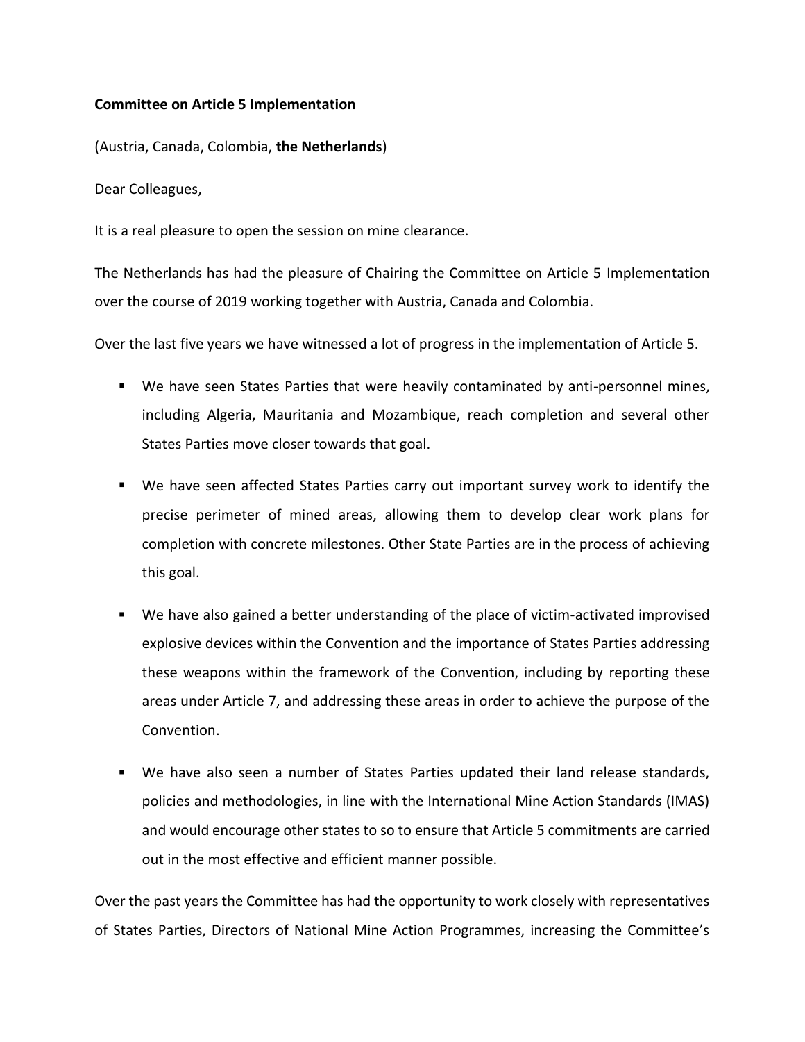**Committee on Article 5 Implementation**

(Austria, Canada, Colombia, **the Netherlands**)

Dear Colleagues,

It is a real pleasure to open the session on mine clearance.

The Netherlands has had the pleasure of Chairing the Committee on Article 5 Implementation over the course of 2019 working together with Austria, Canada and Colombia.

Over the last five years we have witnessed a lot of progress in the implementation of Article 5.

- We have seen States Parties that were heavily contaminated by anti-personnel mines, including Algeria, Mauritania and Mozambique, reach completion and several other States Parties move closer towards that goal.
- We have seen affected States Parties carry out important survey work to identify the precise perimeter of mined areas, allowing them to develop clear work plans for completion with concrete milestones. Other State Parties are in the process of achieving this goal.
- We have also gained a better understanding of the place of victim-activated improvised explosive devices within the Convention and the importance of States Parties addressing these weapons within the framework of the Convention, including by reporting these areas under Article 7, and addressing these areas in order to achieve the purpose of the Convention.
- We have also seen a number of States Parties updated their land release standards, policies and methodologies, in line with the International Mine Action Standards (IMAS) and would encourage other states to so to ensure that Article 5 commitments are carried out in the most effective and efficient manner possible.

Over the past years the Committee has had the opportunity to work closely with representatives of States Parties, Directors of National Mine Action Programmes, increasing the Committee's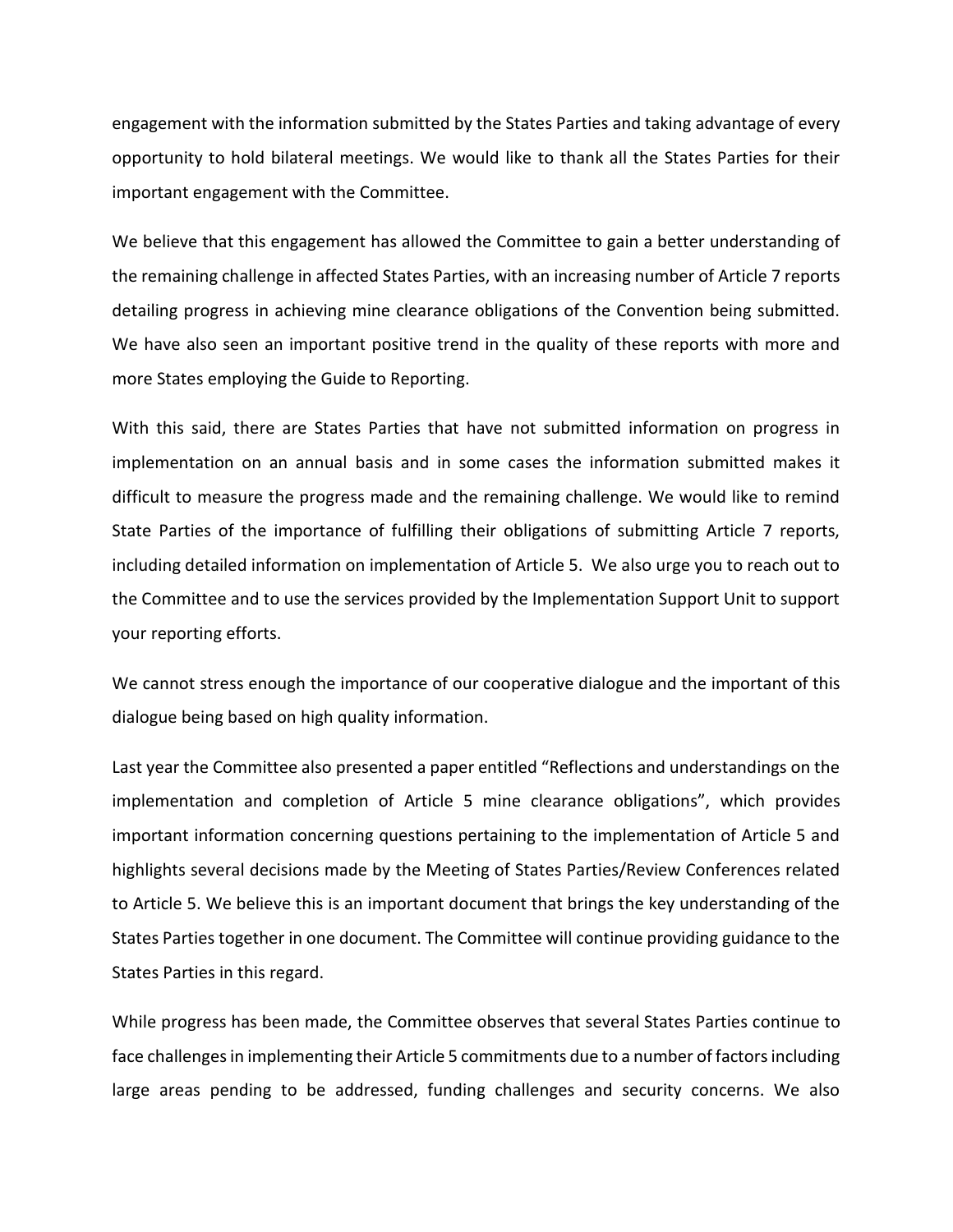engagement with the information submitted by the States Parties and taking advantage of every opportunity to hold bilateral meetings. We would like to thank all the States Parties for their important engagement with the Committee.

We believe that this engagement has allowed the Committee to gain a better understanding of the remaining challenge in affected States Parties, with an increasing number of Article 7 reports detailing progress in achieving mine clearance obligations of the Convention being submitted. We have also seen an important positive trend in the quality of these reports with more and more States employing the Guide to Reporting.

With this said, there are States Parties that have not submitted information on progress in implementation on an annual basis and in some cases the information submitted makes it difficult to measure the progress made and the remaining challenge. We would like to remind State Parties of the importance of fulfilling their obligations of submitting Article 7 reports, including detailed information on implementation of Article 5. We also urge you to reach out to the Committee and to use the services provided by the Implementation Support Unit to support your reporting efforts.

We cannot stress enough the importance of our cooperative dialogue and the important of this dialogue being based on high quality information.

Last year the Committee also presented a paper entitled "Reflections and understandings on the implementation and completion of Article 5 mine clearance obligations", which provides important information concerning questions pertaining to the implementation of Article 5 and highlights several decisions made by the Meeting of States Parties/Review Conferences related to Article 5. We believe this is an important document that brings the key understanding of the States Parties together in one document. The Committee will continue providing guidance to the States Parties in this regard.

While progress has been made, the Committee observes that several States Parties continue to face challenges in implementing their Article 5 commitments due to a number of factors including large areas pending to be addressed, funding challenges and security concerns. We also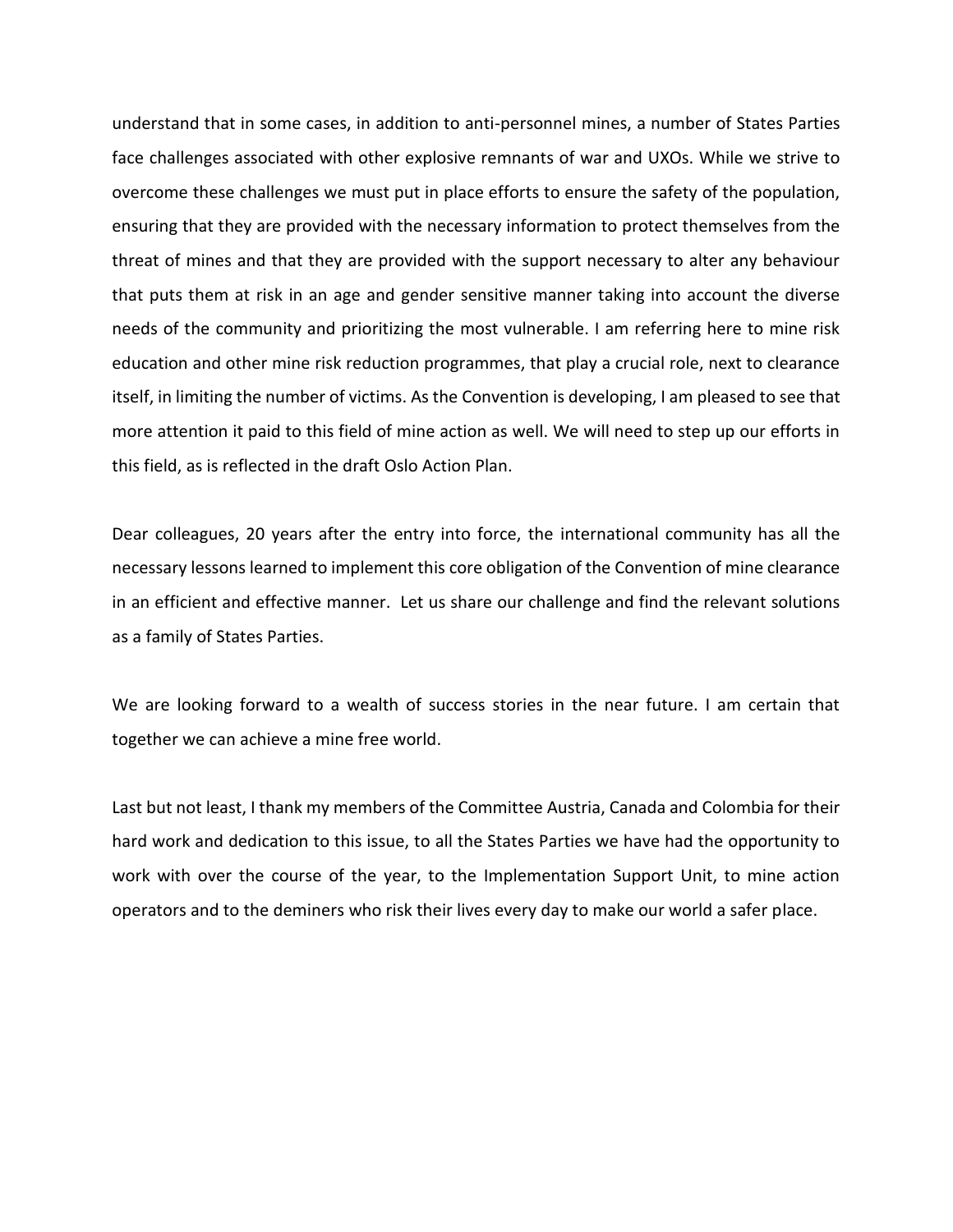understand that in some cases, in addition to anti-personnel mines, a number of States Parties face challenges associated with other explosive remnants of war and UXOs. While we strive to overcome these challenges we must put in place efforts to ensure the safety of the population, ensuring that they are provided with the necessary information to protect themselves from the threat of mines and that they are provided with the support necessary to alter any behaviour that puts them at risk in an age and gender sensitive manner taking into account the diverse needs of the community and prioritizing the most vulnerable. I am referring here to mine risk education and other mine risk reduction programmes, that play a crucial role, next to clearance itself, in limiting the number of victims. As the Convention is developing, I am pleased to see that more attention it paid to this field of mine action as well. We will need to step up our efforts in this field, as is reflected in the draft Oslo Action Plan.

Dear colleagues, 20 years after the entry into force, the international community has all the necessary lessons learned to implement this core obligation of the Convention of mine clearance in an efficient and effective manner. Let us share our challenge and find the relevant solutions as a family of States Parties.

We are looking forward to a wealth of success stories in the near future. I am certain that together we can achieve a mine free world.

Last but not least, I thank my members of the Committee Austria, Canada and Colombia for their hard work and dedication to this issue, to all the States Parties we have had the opportunity to work with over the course of the year, to the Implementation Support Unit, to mine action operators and to the deminers who risk their lives every day to make our world a safer place.